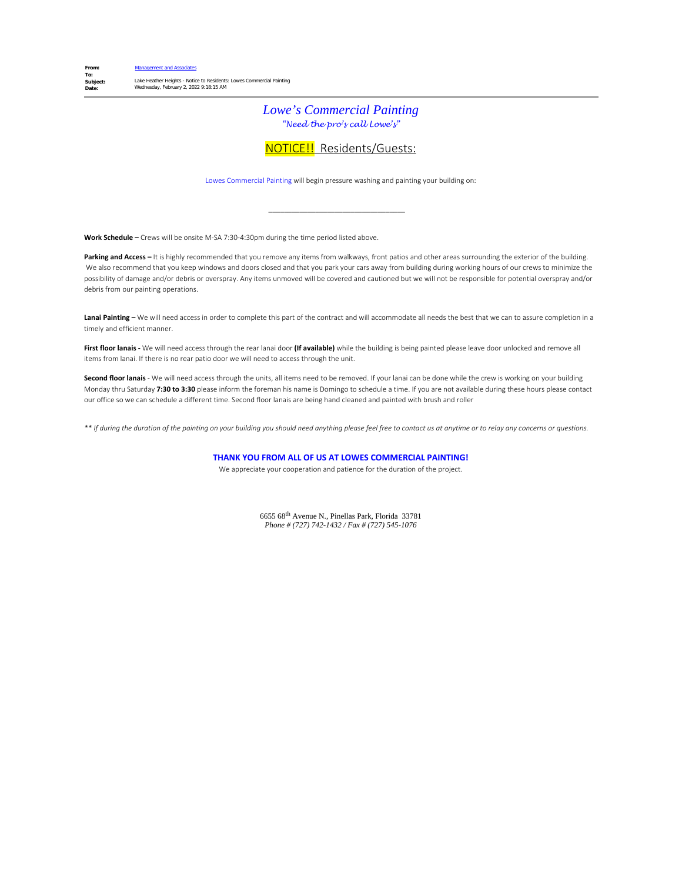**From:** Management and Associates
**To:**
**Subject:** Lake Heather Heights - Notice to Residents: Lowes Commercial Painting
**Date:** Wednesday, February 2, 2022 9:18:15 AM

---

# *Lowe's Commercial Painting*

*"Need the pro's call Lowe's"*

## NOTICE!! Residents/Guests:

Lowes Commercial Painting will begin pressure washing and painting your building on:

\_\_\_\_\_\_\_\_\_\_\_\_\_\_\_\_\_\_\_\_\_\_\_\_\_\_\_\_\_\_\_\_

**Work Schedule –** Crews will be onsite M-SA 7:30-4:30pm during the time period listed above.

**Parking and Access –** It is highly recommended that you remove any items from walkways, front patios and other areas surrounding the exterior of the building. We also recommend that you keep windows and doors closed and that you park your cars away from building during working hours of our crews to minimize the possibility of damage and/or debris or overspray. Any items unmoved will be covered and cautioned but we will not be responsible for potential overspray and/or debris from our painting operations.

**Lanai Painting –** We will need access in order to complete this part of the contract and will accommodate all needs the best that we can to assure completion in a timely and efficient manner.

**First floor lanais -** We will need access through the rear lanai door **(If available)** while the building is being painted please leave door unlocked and remove all items from lanai. If there is no rear patio door we will need to access through the unit.

**Second floor lanais** - We will need access through the units, all items need to be removed. If your lanai can be done while the crew is working on your building Monday thru Saturday **7:30 to 3:30** please inform the foreman his name is Domingo to schedule a time. If you are not available during these hours please contact our office so we can schedule a different time. Second floor lanais are being hand cleaned and painted with brush and roller

*\*\* If during the duration of the painting on your building you should need anything please feel free to contact us at anytime or to relay any concerns or questions.*

**THANK YOU FROM ALL OF US AT LOWES COMMERCIAL PAINTING!**

We appreciate your cooperation and patience for the duration of the project.

6655 68th Avenue N., Pinellas Park, Florida 33781
*Phone # (727) 742-1432 / Fax # (727) 545-1076*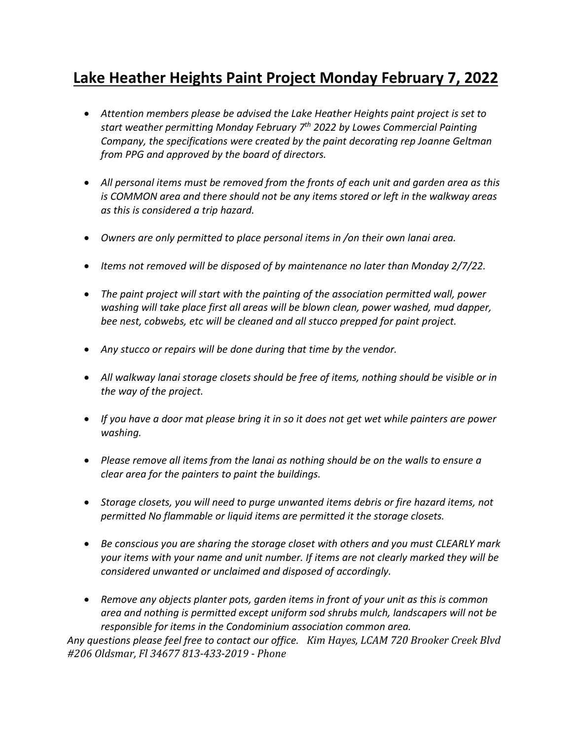# Lake Heather Heights Paint Project Monday February 7, 2022

- *Attention members please be advised the Lake Heather Heights paint project is set to start weather permitting Monday February 7th 2022 by Lowes Commercial Painting Company, the specifications were created by the paint decorating rep Joanne Geltman from PPG and approved by the board of directors.*

- *All personal items must be removed from the fronts of each unit and garden area as this is COMMON area and there should not be any items stored or left in the walkway areas as this is considered a trip hazard.*

- *Owners are only permitted to place personal items in /on their own lanai area.*

- *Items not removed will be disposed of by maintenance no later than Monday 2/7/22.*

- *The paint project will start with the painting of the association permitted wall, power washing will take place first all areas will be blown clean, power washed, mud dapper, bee nest, cobwebs, etc will be cleaned and all stucco prepped for paint project.*

- *Any stucco or repairs will be done during that time by the vendor.*

- *All walkway lanai storage closets should be free of items, nothing should be visible or in the way of the project.*

- *If you have a door mat please bring it in so it does not get wet while painters are power washing.*

- *Please remove all items from the lanai as nothing should be on the walls to ensure a clear area for the painters to paint the buildings.*

- *Storage closets, you will need to purge unwanted items debris or fire hazard items, not permitted No flammable or liquid items are permitted it the storage closets.*

- *Be conscious you are sharing the storage closet with others and you must CLEARLY mark your items with your name and unit number. If items are not clearly marked they will be considered unwanted or unclaimed and disposed of accordingly.*

- *Remove any objects planter pots, garden items in front of your unit as this is common area and nothing is permitted except uniform sod shrubs mulch, landscapers will not be responsible for items in the Condominium association common area.*

*Any questions please feel free to contact our office. Kim Hayes, LCAM 720 Brooker Creek Blvd #206 Oldsmar, Fl 34677 813-433-2019 - Phone*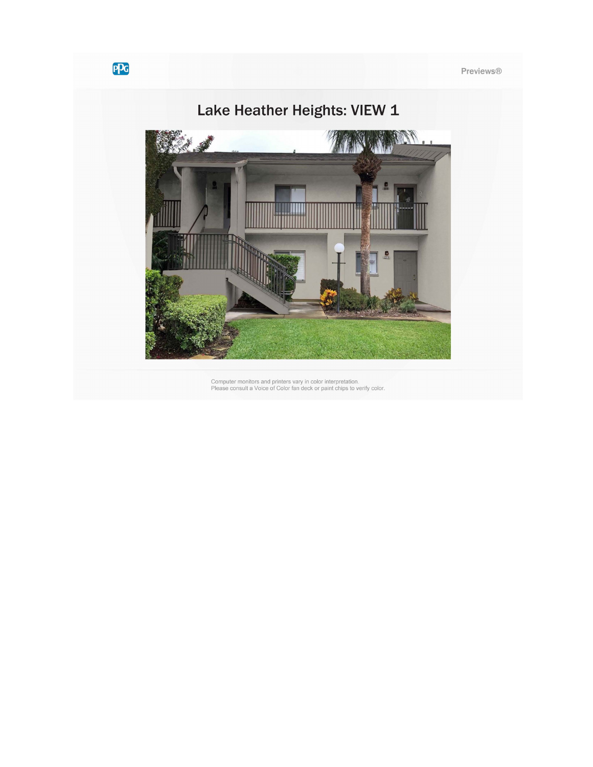Previews®

# Lake Heather Heights: VIEW 1

Computer monitors and printers vary in color interpretation.
Please consult a Voice of Color fan deck or paint chips to verify color.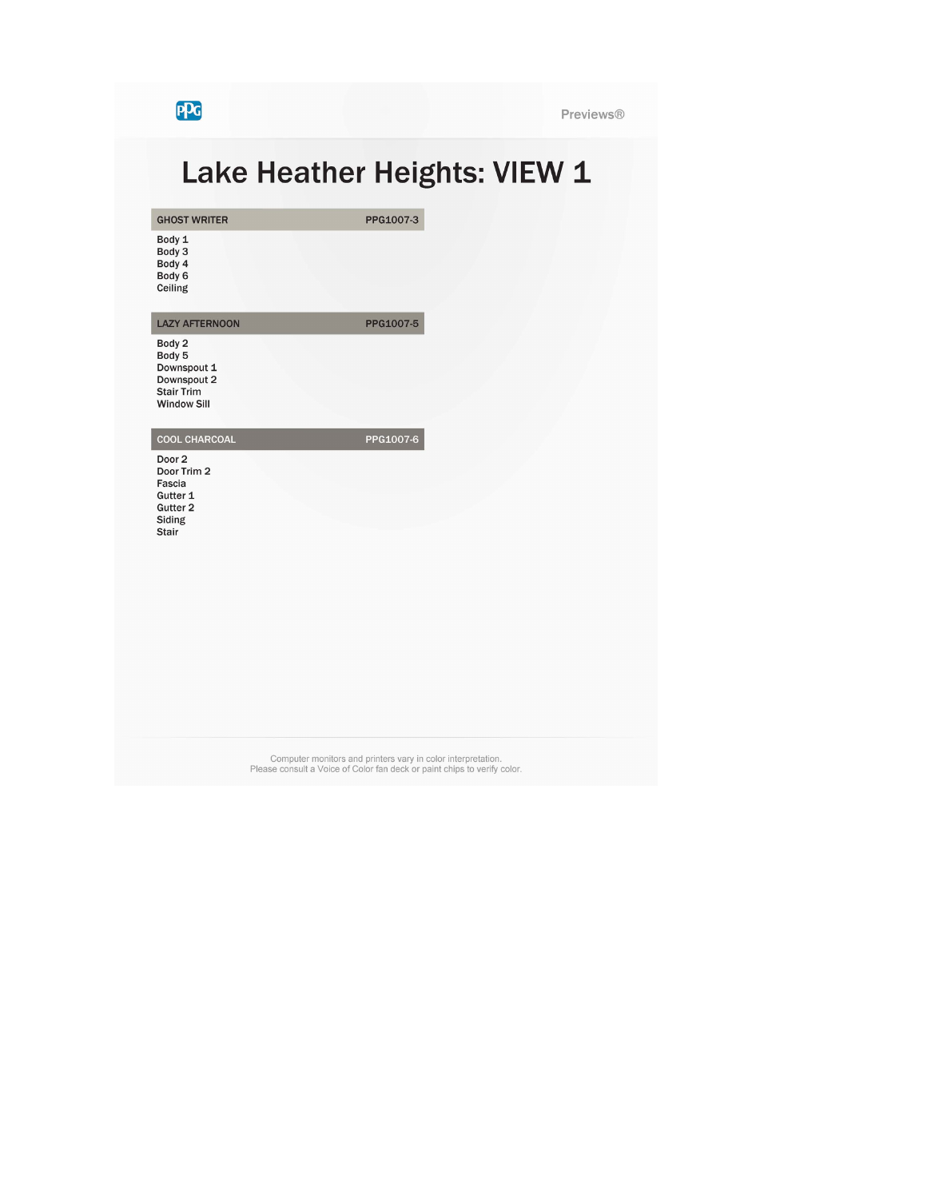# Lake Heather Heights: VIEW 1

| GHOST WRITER | PPG1007-3 |
| --- | --- |

Body 1
Body 3
Body 4
Body 6
Ceiling

| LAZY AFTERNOON | PPG1007-5 |
| --- | --- |

Body 2
Body 5
Downspout 1
Downspout 2
Stair Trim
Window Sill

| COOL CHARCOAL | PPG1007-6 |
| --- | --- |

Door 2
Door Trim 2
Fascia
Gutter 1
Gutter 2
Siding
Stair

Computer monitors and printers vary in color interpretation.
Please consult a Voice of Color fan deck or paint chips to verify color.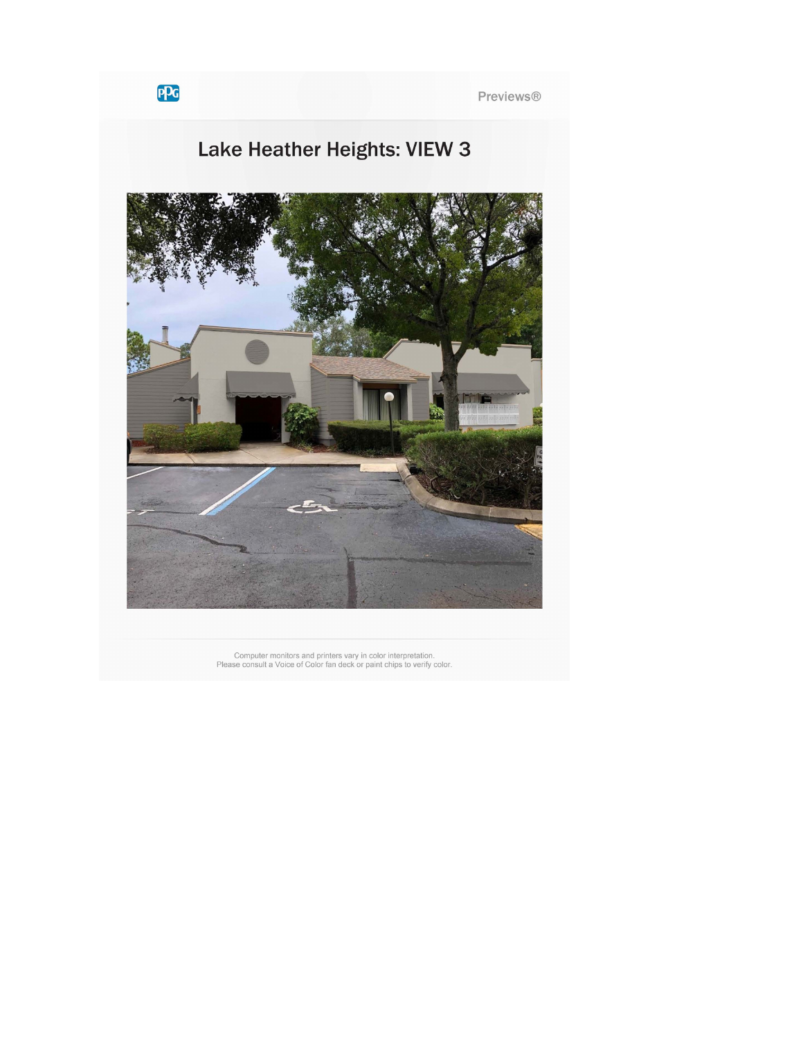PPG

Previews®

# Lake Heather Heights: VIEW 3

Computer monitors and printers vary in color interpretation.
Please consult a Voice of Color fan deck or paint chips to verify color.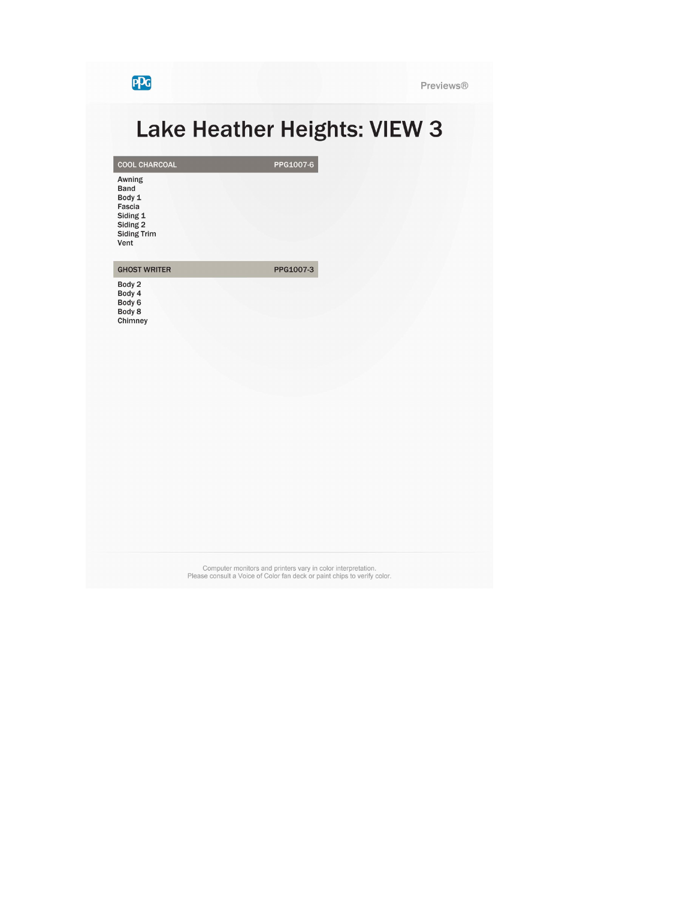# Lake Heather Heights: VIEW 3

| COOL CHARCOAL | PPG1007-6 |
| --- | --- |

Awning
Band
Body 1
Fascia
Siding 1
Siding 2
Siding Trim
Vent

| GHOST WRITER | PPG1007-3 |
| --- | --- |

Body 2
Body 4
Body 6
Body 8
Chimney

Computer monitors and printers vary in color interpretation.
Please consult a Voice of Color fan deck or paint chips to verify color.